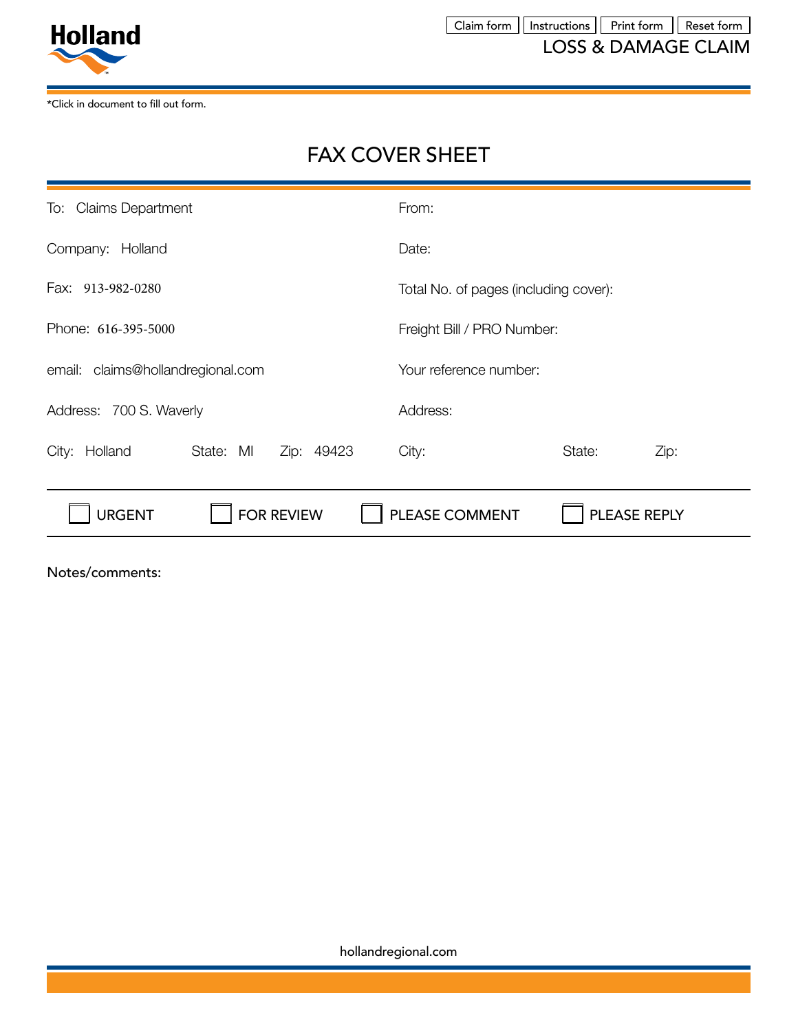Holland

Claim form | Instructions | Print form | Reset form

LOSS & DAMAGE CLAIM

*Click in document to fill out form.

# FAX COVER SHEET

| | |
|---|---|
| To: Claims Department | From: |
| Company: Holland | Date: |
| Fax: 913-982-0280 | Total No. of pages (including cover): |
| Phone: 616-395-5000 | Freight Bill / PRO Number: |
| email: claims@hollandregional.com | Your reference number: |
| Address: 700 S. Waverly | Address: |
| City: Holland State: MI Zip: 49423 | City: State: Zip: |

☐ URGENT ☐ FOR REVIEW ☐ PLEASE COMMENT ☐ PLEASE REPLY

**Notes/comments:**

hollandregional.com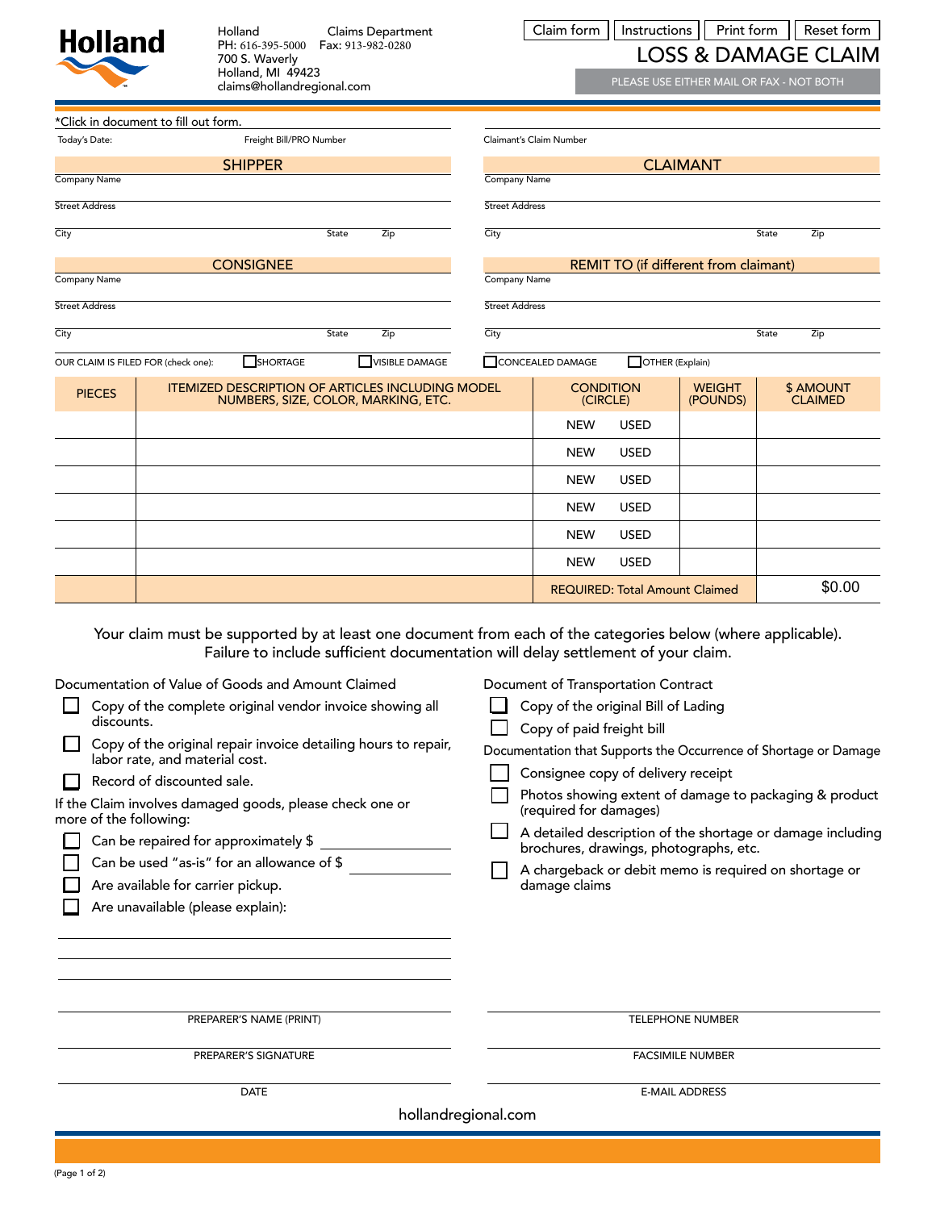Holland
PH: 616-395-5000
700 S. Waverly
Holland, MI 49423
claims@hollandregional.com

Claims Department
Fax: 913-982-0280

Claim form | Instructions | Print form | Reset form

# LOSS & DAMAGE CLAIM

PLEASE USE EITHER MAIL OR FAX - NOT BOTH

*Click in document to fill out form.

Today's Date: ____ Freight Bill/PRO Number ____ Claimant's Claim Number ____

## SHIPPER

Company Name

Street Address

City State Zip

## CLAIMANT

Company Name

Street Address

City State Zip

## CONSIGNEE

Company Name

Street Address

City State Zip

## REMIT TO (if different from claimant)

Company Name

Street Address

City State Zip

OUR CLAIM IS FILED FOR (check one): ☐ SHORTAGE ☐ VISIBLE DAMAGE ☐ CONCEALED DAMAGE ☐ OTHER (Explain)

| PIECES | ITEMIZED DESCRIPTION OF ARTICLES INCLUDING MODEL NUMBERS, SIZE, COLOR, MARKING, ETC. | CONDITION (CIRCLE) | WEIGHT (POUNDS) | $ AMOUNT CLAIMED |
|---|---|---|---|---|
| | | NEW USED | | |
| | | NEW USED | | |
| | | NEW USED | | |
| | | NEW USED | | |
| | | NEW USED | | |
| | | NEW USED | | |
| | | REQUIRED: Total Amount Claimed | | $0.00 |

Your claim must be supported by at least one document from each of the categories below (where applicable). Failure to include sufficient documentation will delay settlement of your claim.

Documentation of Value of Goods and Amount Claimed

- ☐ Copy of the complete original vendor invoice showing all discounts.
- ☐ Copy of the original repair invoice detailing hours to repair, labor rate, and material cost.
- ☐ Record of discounted sale.

If the Claim involves damaged goods, please check one or more of the following:

- ☐ Can be repaired for approximately $ ____
- ☐ Can be used "as-is" for an allowance of $ ____
- ☐ Are available for carrier pickup.
- ☐ Are unavailable (please explain):

Document of Transportation Contract

- ☐ Copy of the original Bill of Lading
- ☐ Copy of paid freight bill

Documentation that Supports the Occurrence of Shortage or Damage

- ☐ Consignee copy of delivery receipt
- ☐ Photos showing extent of damage to packaging & product (required for damages)
- ☐ A detailed description of the shortage or damage including brochures, drawings, photographs, etc.
- ☐ A chargeback or debit memo is required on shortage or damage claims

PREPARER'S NAME (PRINT) ____ TELEPHONE NUMBER ____

PREPARER'S SIGNATURE ____ FACSIMILE NUMBER ____

DATE ____ E-MAIL ADDRESS ____

hollandregional.com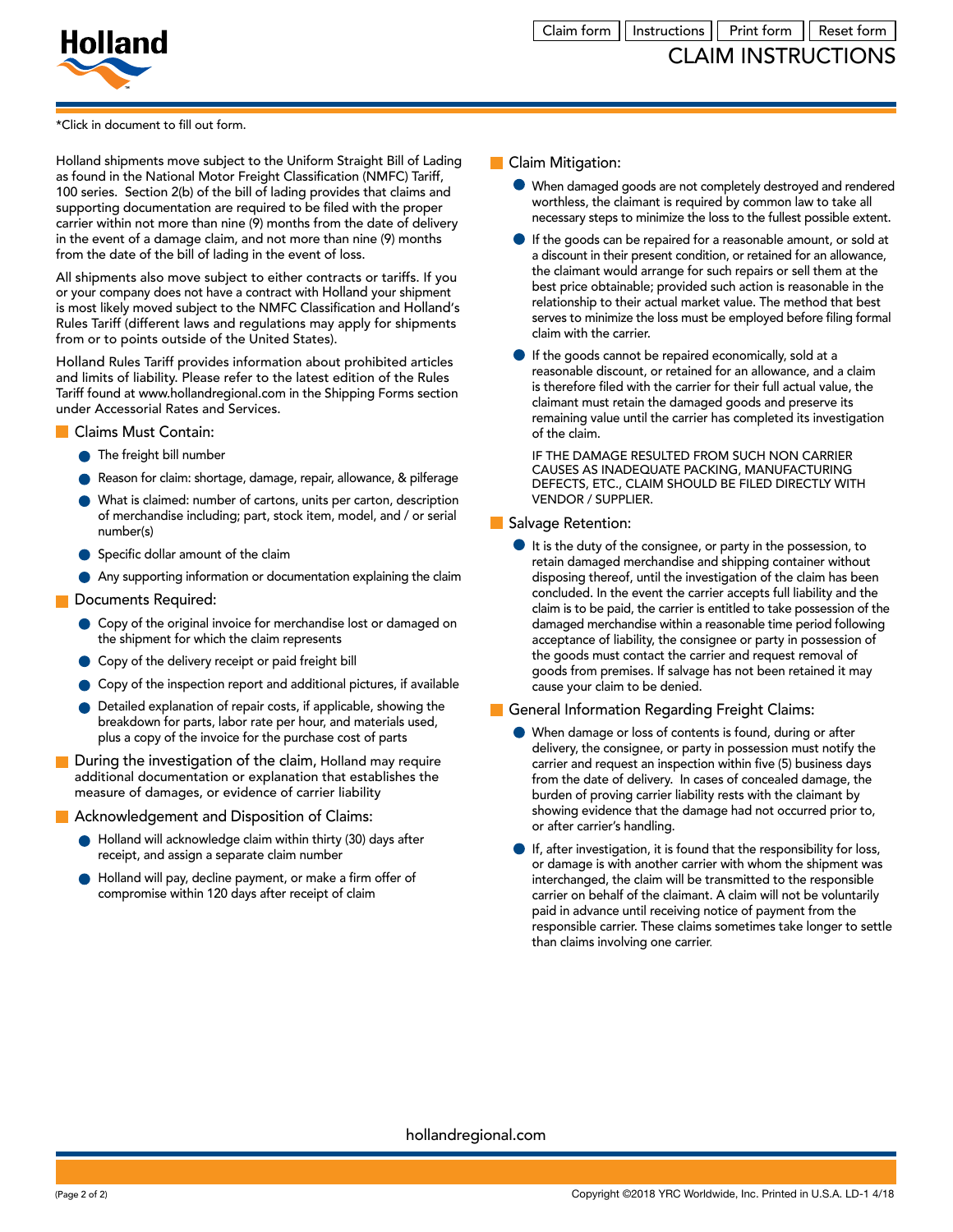# CLAIM INSTRUCTIONS

*Click in document to fill out form.

Holland shipments move subject to the Uniform Straight Bill of Lading as found in the National Motor Freight Classification (NMFC) Tariff, 100 series. Section 2(b) of the bill of lading provides that claims and supporting documentation are required to be filed with the proper carrier within not more than nine (9) months from the date of delivery in the event of a damage claim, and not more than nine (9) months from the date of the bill of lading in the event of loss.

All shipments also move subject to either contracts or tariffs. If you or your company does not have a contract with Holland your shipment is most likely moved subject to the NMFC Classification and Holland's Rules Tariff (different laws and regulations may apply for shipments from or to points outside of the United States).

Holland Rules Tariff provides information about prohibited articles and limits of liability. Please refer to the latest edition of the Rules Tariff found at www.hollandregional.com in the Shipping Forms section under Accessorial Rates and Services.

## Claims Must Contain:

- The freight bill number
- Reason for claim: shortage, damage, repair, allowance, & pilferage
- What is claimed: number of cartons, units per carton, description of merchandise including; part, stock item, model, and / or serial number(s)
- Specific dollar amount of the claim
- Any supporting information or documentation explaining the claim

## Documents Required:

- Copy of the original invoice for merchandise lost or damaged on the shipment for which the claim represents
- Copy of the delivery receipt or paid freight bill
- Copy of the inspection report and additional pictures, if available
- Detailed explanation of repair costs, if applicable, showing the breakdown for parts, labor rate per hour, and materials used, plus a copy of the invoice for the purchase cost of parts

## During the investigation of the claim, Holland may require additional documentation or explanation that establishes the measure of damages, or evidence of carrier liability

## Acknowledgement and Disposition of Claims:

- Holland will acknowledge claim within thirty (30) days after receipt, and assign a separate claim number
- Holland will pay, decline payment, or make a firm offer of compromise within 120 days after receipt of claim

## Claim Mitigation:

- When damaged goods are not completely destroyed and rendered worthless, the claimant is required by common law to take all necessary steps to minimize the loss to the fullest possible extent.
- If the goods can be repaired for a reasonable amount, or sold at a discount in their present condition, or retained for an allowance, the claimant would arrange for such repairs or sell them at the best price obtainable; provided such action is reasonable in the relationship to their actual market value. The method that best serves to minimize the loss must be employed before filing formal claim with the carrier.
- If the goods cannot be repaired economically, sold at a reasonable discount, or retained for an allowance, and a claim is therefore filed with the carrier for their full actual value, the claimant must retain the damaged goods and preserve its remaining value until the carrier has completed its investigation of the claim.

  IF THE DAMAGE RESULTED FROM SUCH NON CARRIER CAUSES AS INADEQUATE PACKING, MANUFACTURING DEFECTS, ETC., CLAIM SHOULD BE FILED DIRECTLY WITH VENDOR / SUPPLIER.

## Salvage Retention:

- It is the duty of the consignee, or party in the possession, to retain damaged merchandise and shipping container without disposing thereof, until the investigation of the claim has been concluded. In the event the carrier accepts full liability and the claim is to be paid, the carrier is entitled to take possession of the damaged merchandise within a reasonable time period following acceptance of liability, the consignee or party in possession of the goods must contact the carrier and request removal of goods from premises. If salvage has not been retained it may cause your claim to be denied.

## General Information Regarding Freight Claims:

- When damage or loss of contents is found, during or after delivery, the consignee, or party in possession must notify the carrier and request an inspection within five (5) business days from the date of delivery. In cases of concealed damage, the burden of proving carrier liability rests with the claimant by showing evidence that the damage had not occurred prior to, or after carrier's handling.
- If, after investigation, it is found that the responsibility for loss, or damage is with another carrier with whom the shipment was interchanged, the claim will be transmitted to the responsible carrier on behalf of the claimant. A claim will not be voluntarily paid in advance until receiving notice of payment from the responsible carrier. These claims sometimes take longer to settle than claims involving one carrier.

hollandregional.com

Copyright ©2018 YRC Worldwide, Inc. Printed in U.S.A. LD-1 4/18